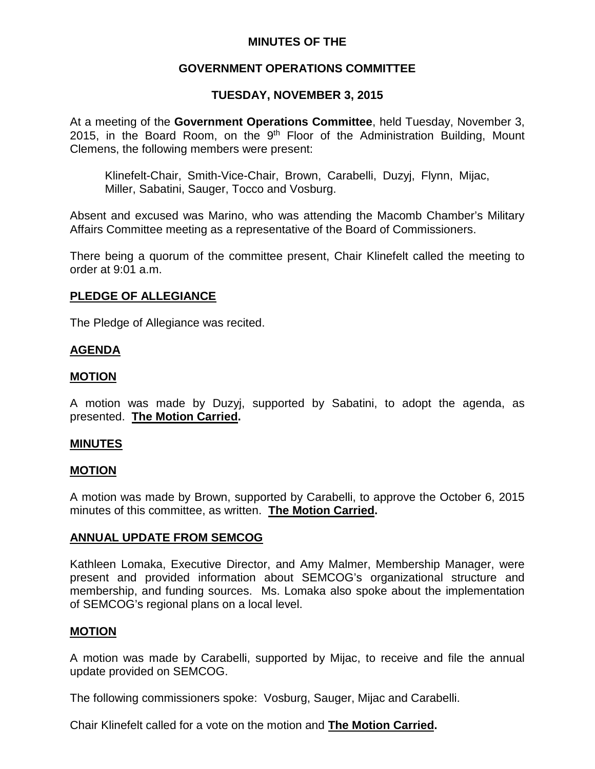**MINUTES OF THE**

**GOVERNMENT OPERATIONS COMMITTEE**

**TUESDAY, NOVEMBER 3, 2015**

At a meeting of the **Government Operations Committee**, held Tuesday, November 3, 2015, in the Board Room, on the 9th Floor of the Administration Building, Mount Clemens, the following members were present:

Klinefelt-Chair, Smith-Vice-Chair, Brown, Carabelli, Duzyj, Flynn, Mijac, Miller, Sabatini, Sauger, Tocco and Vosburg.

Absent and excused was Marino, who was attending the Macomb Chamber's Military Affairs Committee meeting as a representative of the Board of Commissioners.

There being a quorum of the committee present, Chair Klinefelt called the meeting to order at 9:01 a.m.

**PLEDGE OF ALLEGIANCE**

The Pledge of Allegiance was recited.

**AGENDA**

**MOTION**

A motion was made by Duzyj, supported by Sabatini, to adopt the agenda, as presented. **The Motion Carried.**

**MINUTES**

**MOTION**

A motion was made by Brown, supported by Carabelli, to approve the October 6, 2015 minutes of this committee, as written. **The Motion Carried.**

**ANNUAL UPDATE FROM SEMCOG**

Kathleen Lomaka, Executive Director, and Amy Malmer, Membership Manager, were present and provided information about SEMCOG's organizational structure and membership, and funding sources. Ms. Lomaka also spoke about the implementation of SEMCOG's regional plans on a local level.

**MOTION**

A motion was made by Carabelli, supported by Mijac, to receive and file the annual update provided on SEMCOG.

The following commissioners spoke: Vosburg, Sauger, Mijac and Carabelli.

Chair Klinefelt called for a vote on the motion and **The Motion Carried.**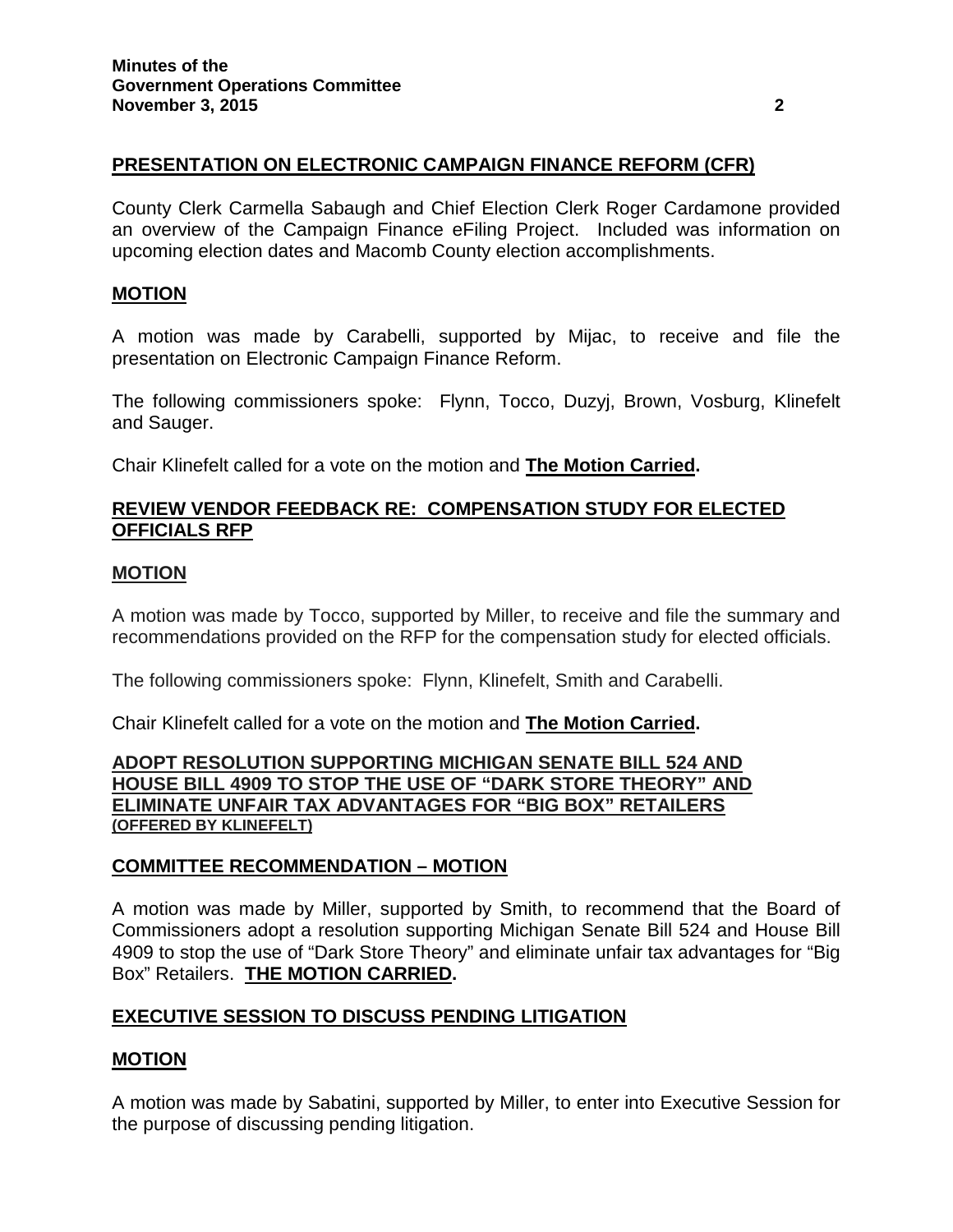## PRESENTATION ON ELECTRONIC CAMPAIGN FINANCE REFORM (CFR)

County Clerk Carmella Sabaugh and Chief Election Clerk Roger Cardamone provided an overview of the Campaign Finance eFiling Project. Included was information on upcoming election dates and Macomb County election accomplishments.

## MOTION

A motion was made by Carabelli, supported by Mijac, to receive and file the presentation on Electronic Campaign Finance Reform.

The following commissioners spoke: Flynn, Tocco, Duzyj, Brown, Vosburg, Klinefelt and Sauger.

Chair Klinefelt called for a vote on the motion and **The Motion Carried.**

## REVIEW VENDOR FEEDBACK RE: COMPENSATION STUDY FOR ELECTED OFFICIALS RFP

## MOTION

A motion was made by Tocco, supported by Miller, to receive and file the summary and recommendations provided on the RFP for the compensation study for elected officials.

The following commissioners spoke: Flynn, Klinefelt, Smith and Carabelli.

Chair Klinefelt called for a vote on the motion and **The Motion Carried.**

## ADOPT RESOLUTION SUPPORTING MICHIGAN SENATE BILL 524 AND HOUSE BILL 4909 TO STOP THE USE OF "DARK STORE THEORY" AND ELIMINATE UNFAIR TAX ADVANTAGES FOR "BIG BOX" RETAILERS (OFFERED BY KLINEFELT)

## COMMITTEE RECOMMENDATION – MOTION

A motion was made by Miller, supported by Smith, to recommend that the Board of Commissioners adopt a resolution supporting Michigan Senate Bill 524 and House Bill 4909 to stop the use of "Dark Store Theory" and eliminate unfair tax advantages for "Big Box" Retailers. **THE MOTION CARRIED.**

## EXECUTIVE SESSION TO DISCUSS PENDING LITIGATION

## MOTION

A motion was made by Sabatini, supported by Miller, to enter into Executive Session for the purpose of discussing pending litigation.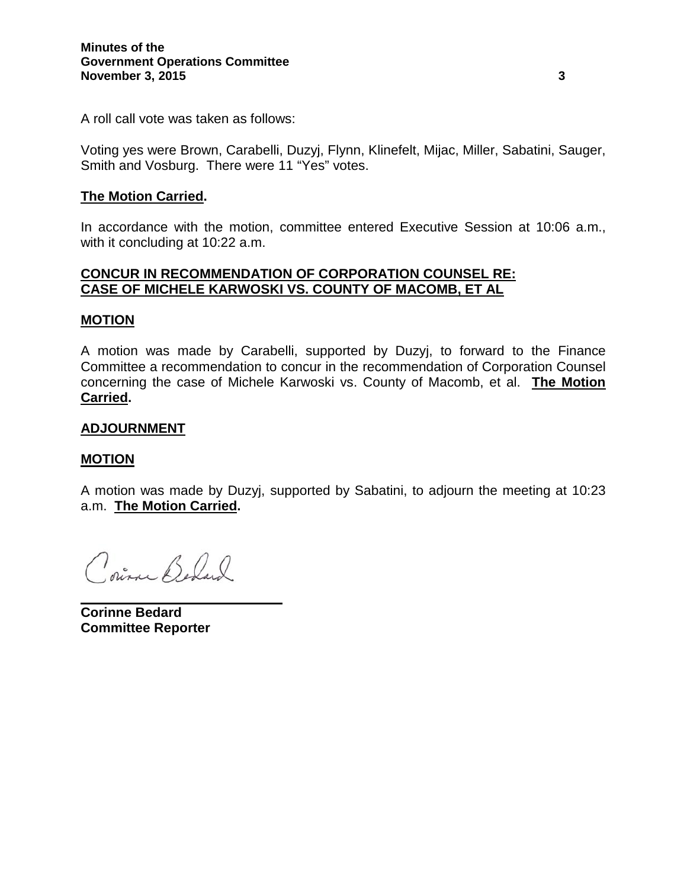A roll call vote was taken as follows:

Voting yes were Brown, Carabelli, Duzyj, Flynn, Klinefelt, Mijac, Miller, Sabatini, Sauger, Smith and Vosburg. There were 11 "Yes" votes.

**The Motion Carried.**

In accordance with the motion, committee entered Executive Session at 10:06 a.m., with it concluding at 10:22 a.m.

## CONCUR IN RECOMMENDATION OF CORPORATION COUNSEL RE: CASE OF MICHELE KARWOSKI VS. COUNTY OF MACOMB, ET AL

### MOTION

A motion was made by Carabelli, supported by Duzyj, to forward to the Finance Committee a recommendation to concur in the recommendation of Corporation Counsel concerning the case of Michele Karwoski vs. County of Macomb, et al. **The Motion Carried.**

## ADJOURNMENT

### MOTION

A motion was made by Duzyj, supported by Sabatini, to adjourn the meeting at 10:23 a.m. **The Motion Carried.**

Corinne Bedard

**Corinne Bedard**
**Committee Reporter**